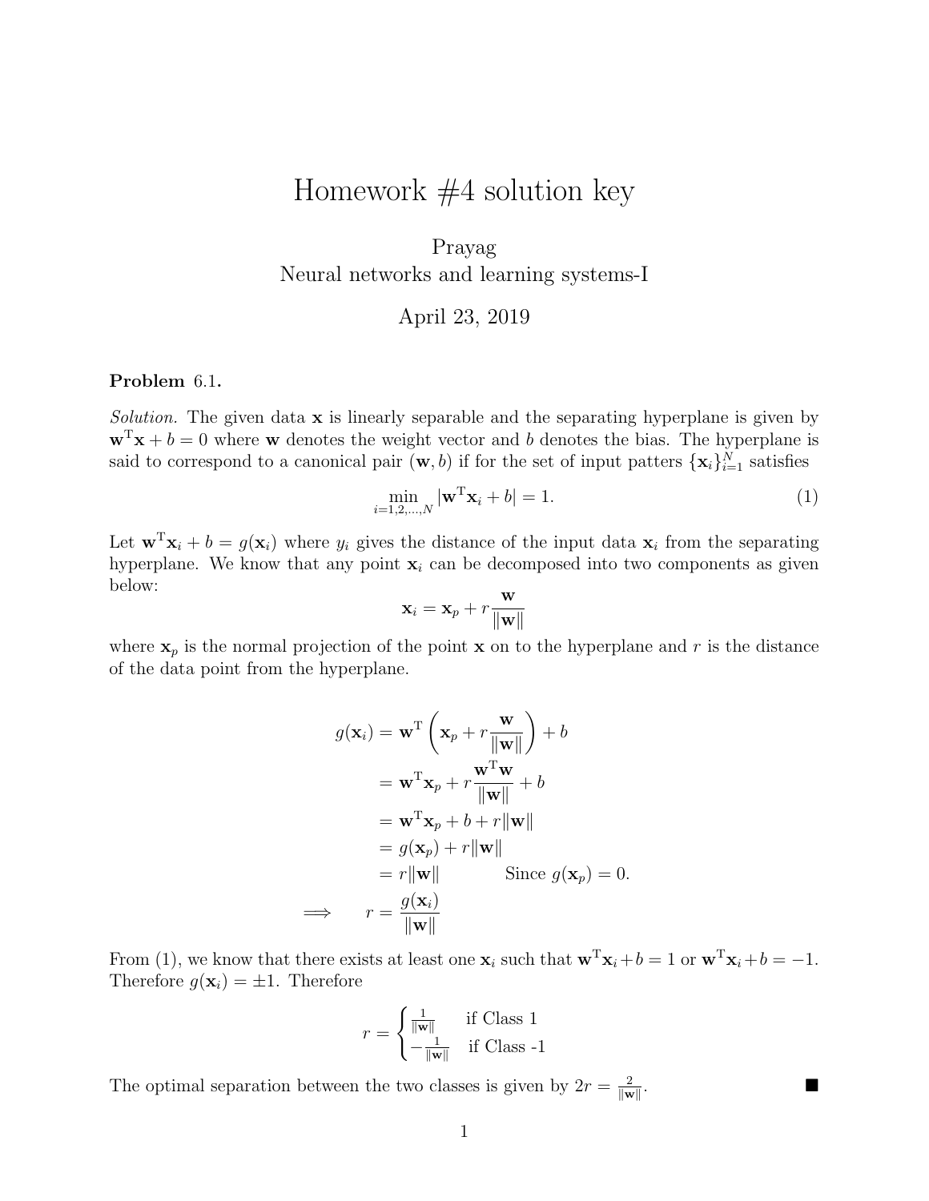# Homework #4 solution key

Prayag
Neural networks and learning systems-I

April 23, 2019

**Problem** 6.1.

*Solution.* The given data $\mathbf{x}$ is linearly separable and the separating hyperplane is given by $\mathbf{w}^{\mathrm{T}}\mathbf{x} + b = 0$ where $\mathbf{w}$ denotes the weight vector and $b$ denotes the bias. The hyperplane is said to correspond to a canonical pair $(\mathbf{w}, b)$ if for the set of input patters $\{\mathbf{x}_i\}_{i=1}^{N}$ satisfies

$$\min_{i=1,2,\ldots,N} |\mathbf{w}^{\mathrm{T}}\mathbf{x}_i + b| = 1. \tag{1}$$

Let $\mathbf{w}^{\mathrm{T}}\mathbf{x}_i + b = g(\mathbf{x}_i)$ where $y_i$ gives the distance of the input data $\mathbf{x}_i$ from the separating hyperplane. We know that any point $\mathbf{x}_i$ can be decomposed into two components as given below:

$$\mathbf{x}_i = \mathbf{x}_p + r\frac{\mathbf{w}}{\|\mathbf{w}\|}$$

where $\mathbf{x}_p$ is the normal projection of the point $\mathbf{x}$ on to the hyperplane and $r$ is the distance of the data point from the hyperplane.

$$\begin{aligned}
g(\mathbf{x}_i) &= \mathbf{w}^{\mathrm{T}}\left(\mathbf{x}_p + r\frac{\mathbf{w}}{\|\mathbf{w}\|}\right) + b \\
&= \mathbf{w}^{\mathrm{T}}\mathbf{x}_p + r\frac{\mathbf{w}^{\mathrm{T}}\mathbf{w}}{\|\mathbf{w}\|} + b \\
&= \mathbf{w}^{\mathrm{T}}\mathbf{x}_p + b + r\|\mathbf{w}\| \\
&= g(\mathbf{x}_p) + r\|\mathbf{w}\| \\
&= r\|\mathbf{w}\| \qquad \text{Since } g(\mathbf{x}_p) = 0. \\
\implies \qquad r &= \frac{g(\mathbf{x}_i)}{\|\mathbf{w}\|}
\end{aligned}$$

From (1), we know that there exists at least one $\mathbf{x}_i$ such that $\mathbf{w}^{\mathrm{T}}\mathbf{x}_i + b = 1$ or $\mathbf{w}^{\mathrm{T}}\mathbf{x}_i + b = -1$. Therefore $g(\mathbf{x}_i) = \pm 1$. Therefore

$$r = \begin{cases} \frac{1}{\|\mathbf{w}\|} & \text{if Class 1} \\ -\frac{1}{\|\mathbf{w}\|} & \text{if Class -1} \end{cases}$$

The optimal separation between the two classes is given by $2r = \frac{2}{\|\mathbf{w}\|}$. ■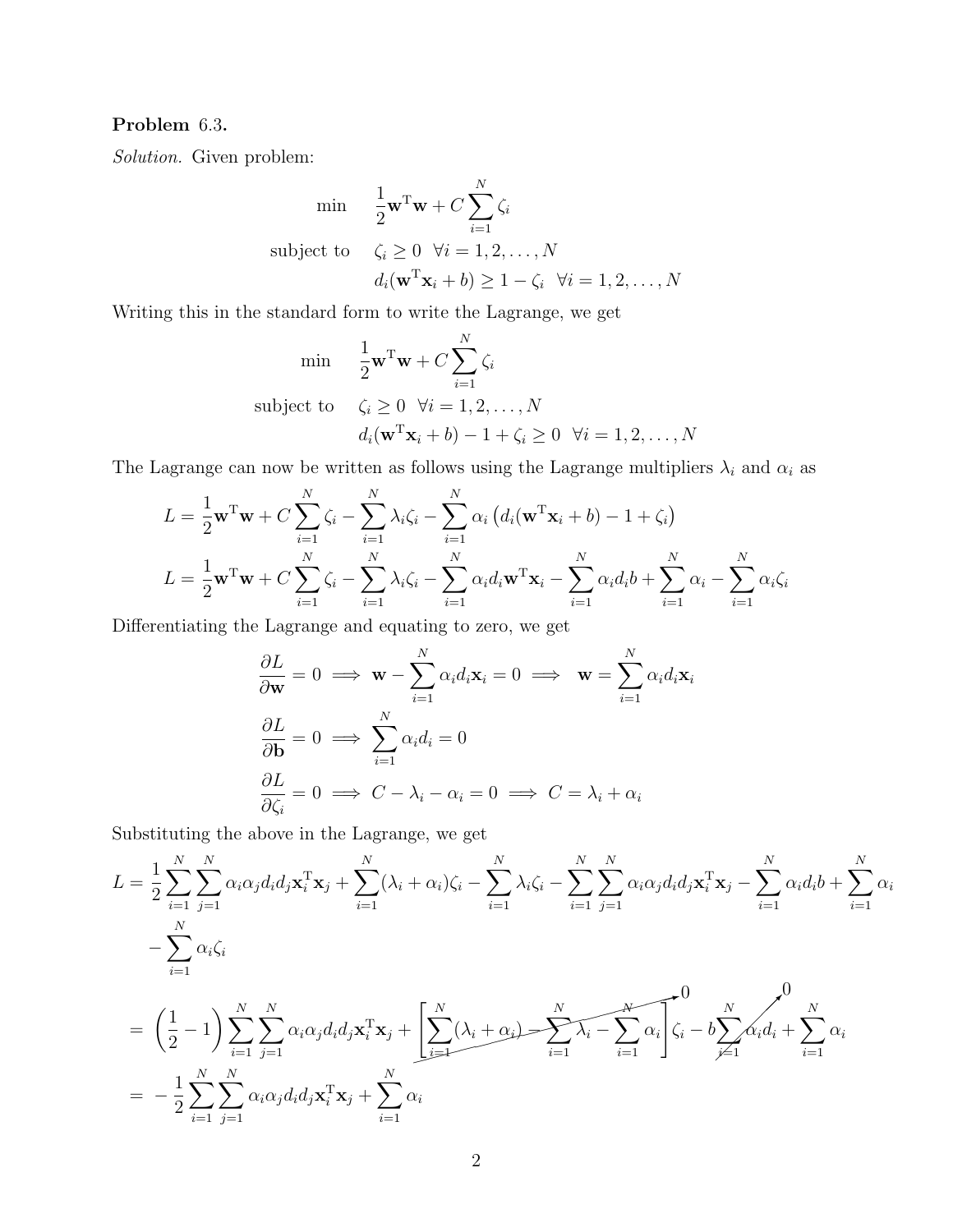**Problem** 6.3.

*Solution.* Given problem:

$$
\begin{aligned}
\min \quad & \frac{1}{2}\mathbf{w}^{\mathrm{T}}\mathbf{w} + C\sum_{i=1}^{N}\zeta_i \\
\text{subject to} \quad & \zeta_i \geq 0 \;\; \forall i = 1, 2, \ldots, N \\
& d_i(\mathbf{w}^{\mathrm{T}}\mathbf{x}_i + b) \geq 1 - \zeta_i \;\; \forall i = 1, 2, \ldots, N
\end{aligned}
$$

Writing this in the standard form to write the Lagrange, we get

$$
\begin{aligned}
\min \quad & \frac{1}{2}\mathbf{w}^{\mathrm{T}}\mathbf{w} + C\sum_{i=1}^{N}\zeta_i \\
\text{subject to} \quad & \zeta_i \geq 0 \;\; \forall i = 1, 2, \ldots, N \\
& d_i(\mathbf{w}^{\mathrm{T}}\mathbf{x}_i + b) - 1 + \zeta_i \geq 0 \;\; \forall i = 1, 2, \ldots, N
\end{aligned}
$$

The Lagrange can now be written as follows using the Lagrange multipliers $\lambda_i$ and $\alpha_i$ as

$$
L = \frac{1}{2}\mathbf{w}^{\mathrm{T}}\mathbf{w} + C\sum_{i=1}^{N}\zeta_i - \sum_{i=1}^{N}\lambda_i\zeta_i - \sum_{i=1}^{N}\alpha_i\left(d_i(\mathbf{w}^{\mathrm{T}}\mathbf{x}_i + b) - 1 + \zeta_i\right)
$$

$$
L = \frac{1}{2}\mathbf{w}^{\mathrm{T}}\mathbf{w} + C\sum_{i=1}^{N}\zeta_i - \sum_{i=1}^{N}\lambda_i\zeta_i - \sum_{i=1}^{N}\alpha_i d_i\mathbf{w}^{\mathrm{T}}\mathbf{x}_i - \sum_{i=1}^{N}\alpha_i d_i b + \sum_{i=1}^{N}\alpha_i - \sum_{i=1}^{N}\alpha_i\zeta_i
$$

Differentiating the Lagrange and equating to zero, we get

$$
\frac{\partial L}{\partial \mathbf{w}} = 0 \implies \mathbf{w} - \sum_{i=1}^{N}\alpha_i d_i\mathbf{x}_i = 0 \implies \mathbf{w} = \sum_{i=1}^{N}\alpha_i d_i\mathbf{x}_i
$$

$$
\frac{\partial L}{\partial \mathbf{b}} = 0 \implies \sum_{i=1}^{N}\alpha_i d_i = 0
$$

$$
\frac{\partial L}{\partial \zeta_i} = 0 \implies C - \lambda_i - \alpha_i = 0 \implies C = \lambda_i + \alpha_i
$$

Substituting the above in the Lagrange, we get

$$
\begin{aligned}
L = {} & \frac{1}{2}\sum_{i=1}^{N}\sum_{j=1}^{N}\alpha_i\alpha_j d_i d_j\mathbf{x}_i^{\mathrm{T}}\mathbf{x}_j + \sum_{i=1}^{N}(\lambda_i + \alpha_i)\zeta_i - \sum_{i=1}^{N}\lambda_i\zeta_i - \sum_{i=1}^{N}\sum_{j=1}^{N}\alpha_i\alpha_j d_i d_j\mathbf{x}_i^{\mathrm{T}}\mathbf{x}_j - \sum_{i=1}^{N}\alpha_i d_i b + \sum_{i=1}^{N}\alpha_i \\
& - \sum_{i=1}^{N}\alpha_i\zeta_i
\end{aligned}
$$

$$
= \left(\frac{1}{2} - 1\right)\sum_{i=1}^{N}\sum_{j=1}^{N}\alpha_i\alpha_j d_i d_j\mathbf{x}_i^{\mathrm{T}}\mathbf{x}_j + \underbrace{\left[\sum_{i=1}^{N}(\lambda_i + \alpha_i) - \sum_{i=1}^{N}\lambda_i - \sum_{i=1}^{N}\alpha_i\right]}_{0}\zeta_i - b\underbrace{\sum_{i=1}^{N}\alpha_i d_i}_{0} + \sum_{i=1}^{N}\alpha_i
$$

$$
= -\frac{1}{2}\sum_{i=1}^{N}\sum_{j=1}^{N}\alpha_i\alpha_j d_i d_j\mathbf{x}_i^{\mathrm{T}}\mathbf{x}_j + \sum_{i=1}^{N}\alpha_i
$$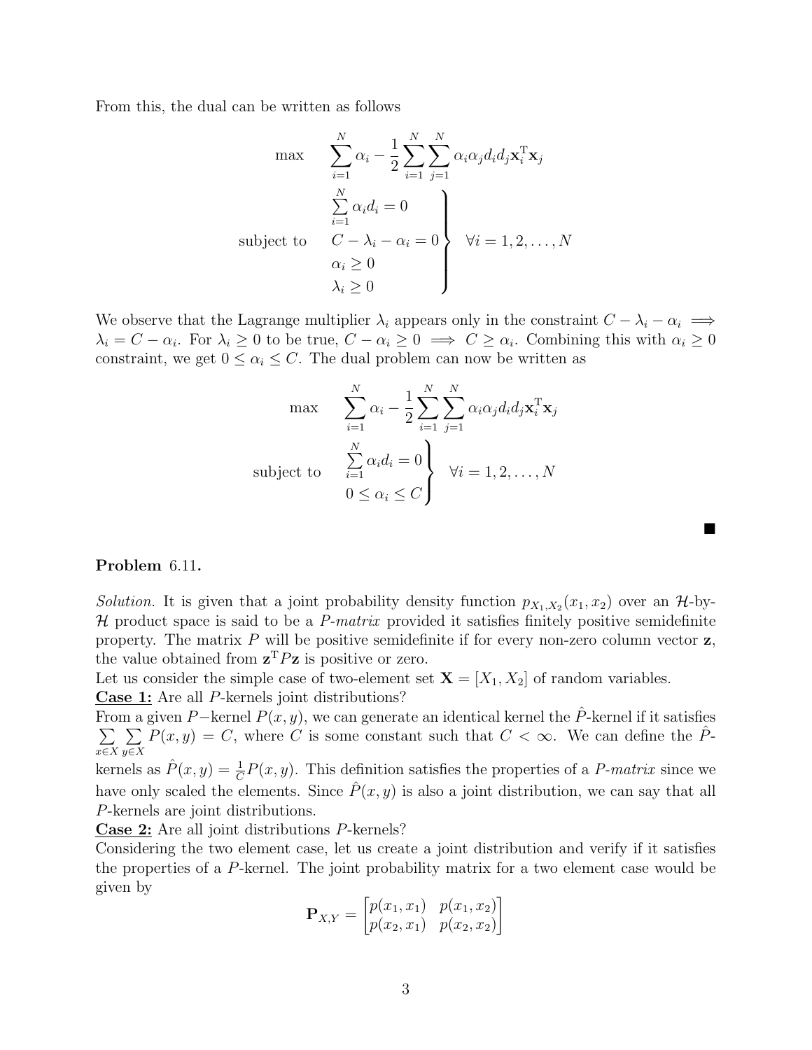From this, the dual can be written as follows

$$
\begin{aligned}
\max \quad & \sum_{i=1}^{N} \alpha_i - \frac{1}{2}\sum_{i=1}^{N}\sum_{j=1}^{N} \alpha_i \alpha_j d_i d_j \mathbf{x}_i^{\mathrm{T}} \mathbf{x}_j \\
\text{subject to} \quad & \left.
\begin{array}{l}
\sum\limits_{i=1}^{N} \alpha_i d_i = 0 \\
C - \lambda_i - \alpha_i = 0 \\
\alpha_i \geq 0 \\
\lambda_i \geq 0
\end{array}
\right\} \quad \forall i = 1, 2, \ldots, N
\end{aligned}
$$

We observe that the Lagrange multiplier $\lambda_i$ appears only in the constraint $C - \lambda_i - \alpha_i \implies \lambda_i = C - \alpha_i$. For $\lambda_i \geq 0$ to be true, $C - \alpha_i \geq 0 \implies C \geq \alpha_i$. Combining this with $\alpha_i \geq 0$ constraint, we get $0 \leq \alpha_i \leq C$. The dual problem can now be written as

$$
\begin{aligned}
\max \quad & \sum_{i=1}^{N} \alpha_i - \frac{1}{2}\sum_{i=1}^{N}\sum_{j=1}^{N} \alpha_i \alpha_j d_i d_j \mathbf{x}_i^{\mathrm{T}} \mathbf{x}_j \\
\text{subject to} \quad & \left.
\begin{array}{l}
\sum\limits_{i=1}^{N} \alpha_i d_i = 0 \\
0 \leq \alpha_i \leq C
\end{array}
\right\} \quad \forall i = 1, 2, \ldots, N
\end{aligned}
$$

■

**Problem** 6.11**.**

*Solution.* It is given that a joint probability density function $p_{X_1,X_2}(x_1, x_2)$ over an $\mathcal{H}$-by-$\mathcal{H}$ product space is said to be a *P-matrix* provided it satisfies finitely positive semidefinite property. The matrix $P$ will be positive semidefinite if for every non-zero column vector $\mathbf{z}$, the value obtained from $\mathbf{z}^{\mathrm{T}} P \mathbf{z}$ is positive or zero.

Let us consider the simple case of two-element set $\mathbf{X} = [X_1, X_2]$ of random variables.

**Case 1:** Are all $P$-kernels joint distributions?

From a given $P-$kernel $P(x, y)$, we can generate an identical kernel the $\hat{P}$-kernel if it satisfies $\sum\limits_{x \in X} \sum\limits_{y \in X} P(x, y) = C$, where $C$ is some constant such that $C < \infty$. We can define the $\hat{P}$-kernels as $\hat{P}(x, y) = \frac{1}{C} P(x, y)$. This definition satisfies the properties of a *P-matrix* since we have only scaled the elements. Since $\hat{P}(x, y)$ is also a joint distribution, we can say that all $P$-kernels are joint distributions.

**Case 2:** Are all joint distributions $P$-kernels?

Considering the two element case, let us create a joint distribution and verify if it satisfies the properties of a $P$-kernel. The joint probability matrix for a two element case would be given by

$$
\mathbf{P}_{X,Y} = \begin{bmatrix} p(x_1, x_1) & p(x_1, x_2) \\ p(x_2, x_1) & p(x_2, x_2) \end{bmatrix}
$$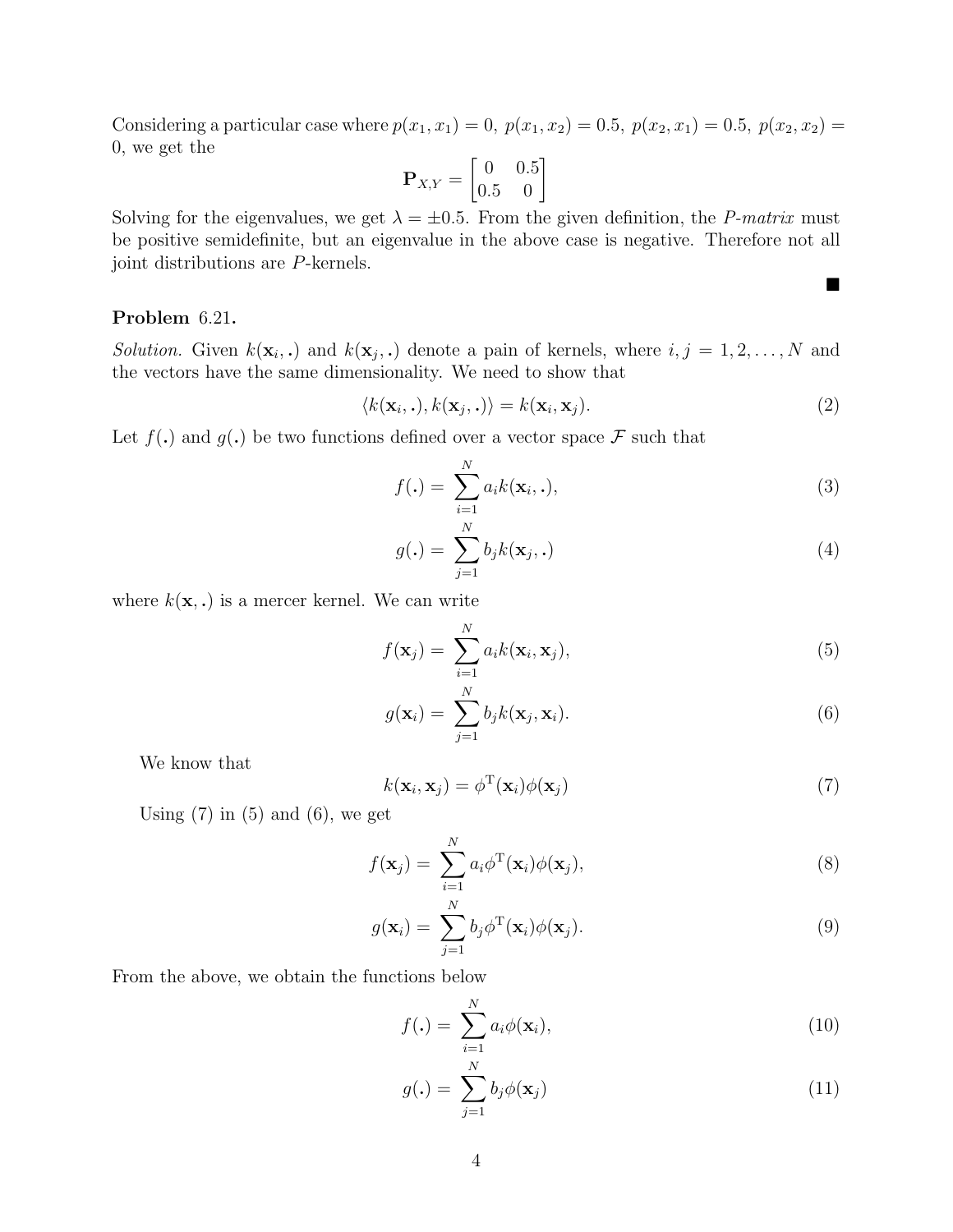Considering a particular case where $p(x_1, x_1) = 0$, $p(x_1, x_2) = 0.5$, $p(x_2, x_1) = 0.5$, $p(x_2, x_2) = 0$, we get the

$$\mathbf{P}_{X,Y} = \begin{bmatrix} 0 & 0.5 \\ 0.5 & 0 \end{bmatrix}$$

Solving for the eigenvalues, we get $\lambda = \pm 0.5$. From the given definition, the *P-matrix* must be positive semidefinite, but an eigenvalue in the above case is negative. Therefore not all joint distributions are $P$-kernels.

■

**Problem** 6.21**.**

*Solution.* Given $k(\mathbf{x}_i, .)$ and $k(\mathbf{x}_j, .)$ denote a pain of kernels, where $i, j = 1, 2, \ldots, N$ and the vectors have the same dimensionality. We need to show that

$$\langle k(\mathbf{x}_i, .), k(\mathbf{x}_j, .)\rangle = k(\mathbf{x}_i, \mathbf{x}_j). \tag{2}$$

Let $f(.)$ and $g(.)$ be two functions defined over a vector space $\mathcal{F}$ such that

$$f(.) = \sum_{i=1}^{N} a_i k(\mathbf{x}_i, .), \tag{3}$$

$$g(.) = \sum_{j=1}^{N} b_j k(\mathbf{x}_j, .) \tag{4}$$

where $k(\mathbf{x}, .)$ is a mercer kernel. We can write

$$f(\mathbf{x}_j) = \sum_{i=1}^{N} a_i k(\mathbf{x}_i, \mathbf{x}_j), \tag{5}$$

$$g(\mathbf{x}_i) = \sum_{j=1}^{N} b_j k(\mathbf{x}_j, \mathbf{x}_i). \tag{6}$$

We know that

$$k(\mathbf{x}_i, \mathbf{x}_j) = \phi^{\mathrm{T}}(\mathbf{x}_i)\phi(\mathbf{x}_j) \tag{7}$$

Using (7) in (5) and (6), we get

$$f(\mathbf{x}_j) = \sum_{i=1}^{N} a_i \phi^{\mathrm{T}}(\mathbf{x}_i)\phi(\mathbf{x}_j), \tag{8}$$

$$g(\mathbf{x}_i) = \sum_{j=1}^{N} b_j \phi^{\mathrm{T}}(\mathbf{x}_i)\phi(\mathbf{x}_j). \tag{9}$$

From the above, we obtain the functions below

$$f(.) = \sum_{i=1}^{N} a_i \phi(\mathbf{x}_i), \tag{10}$$

$$g(.) = \sum_{j=1}^{N} b_j \phi(\mathbf{x}_j) \tag{11}$$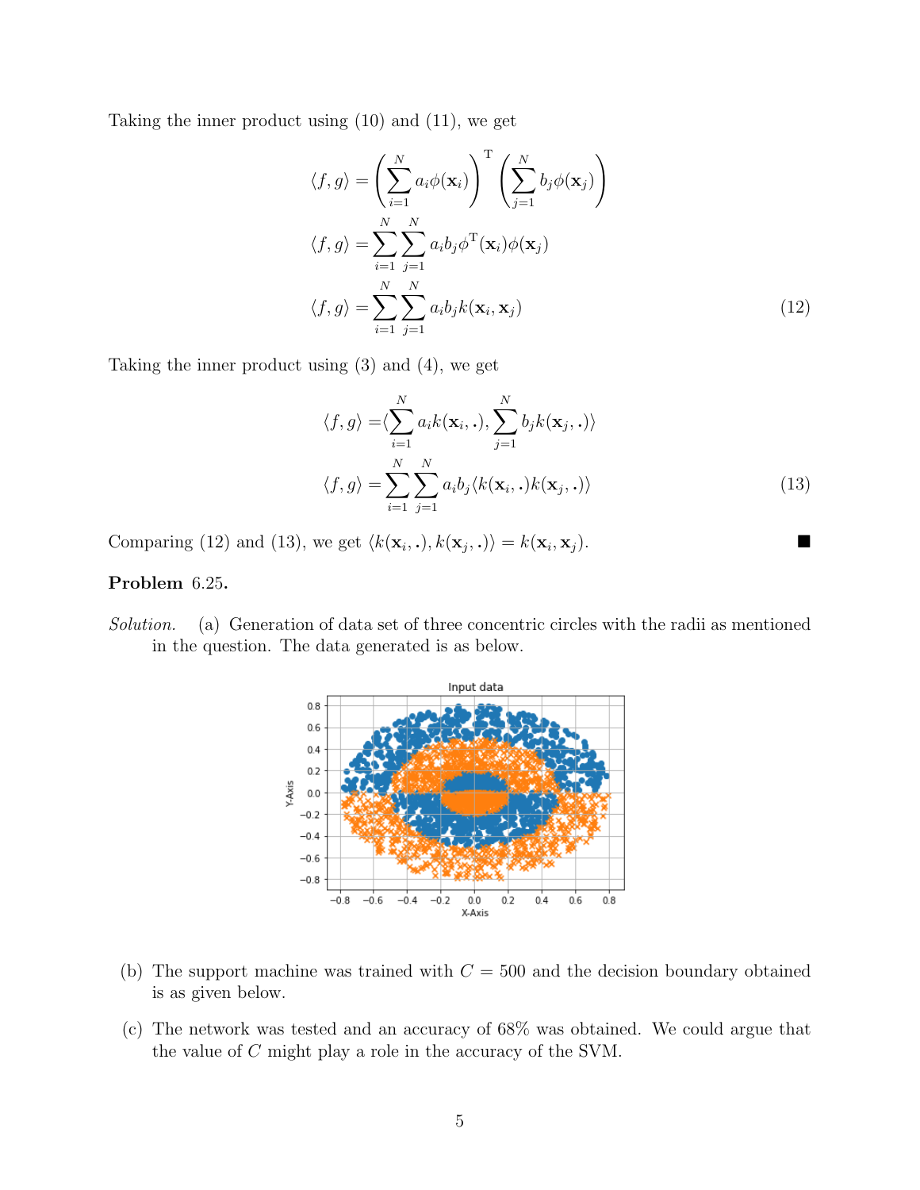Taking the inner product using (10) and (11), we get

$$\langle f, g \rangle = \left( \sum_{i=1}^{N} a_i \phi(\mathbf{x}_i) \right)^{\mathrm{T}} \left( \sum_{j=1}^{N} b_j \phi(\mathbf{x}_j) \right)$$

$$\langle f, g \rangle = \sum_{i=1}^{N} \sum_{j=1}^{N} a_i b_j \phi^{\mathrm{T}}(\mathbf{x}_i) \phi(\mathbf{x}_j)$$

$$\langle f, g \rangle = \sum_{i=1}^{N} \sum_{j=1}^{N} a_i b_j k(\mathbf{x}_i, \mathbf{x}_j) \tag{12}$$

Taking the inner product using (3) and (4), we get

$$\langle f, g \rangle = \langle \sum_{i=1}^{N} a_i k(\mathbf{x}_i, .), \sum_{j=1}^{N} b_j k(\mathbf{x}_j, .) \rangle$$

$$\langle f, g \rangle = \sum_{i=1}^{N} \sum_{j=1}^{N} a_i b_j \langle k(\mathbf{x}_i, .) k(\mathbf{x}_j, .) \rangle \tag{13}$$

Comparing (12) and (13), we get $\langle k(\mathbf{x}_i, .), k(\mathbf{x}_j, .) \rangle = k(\mathbf{x}_i, \mathbf{x}_j)$. ■

**Problem** 6.25.

*Solution.* (a) Generation of data set of three concentric circles with the radii as mentioned in the question. The data generated is as below.

(b) The support machine was trained with $C = 500$ and the decision boundary obtained is as given below.

(c) The network was tested and an accuracy of 68% was obtained. We could argue that the value of $C$ might play a role in the accuracy of the SVM.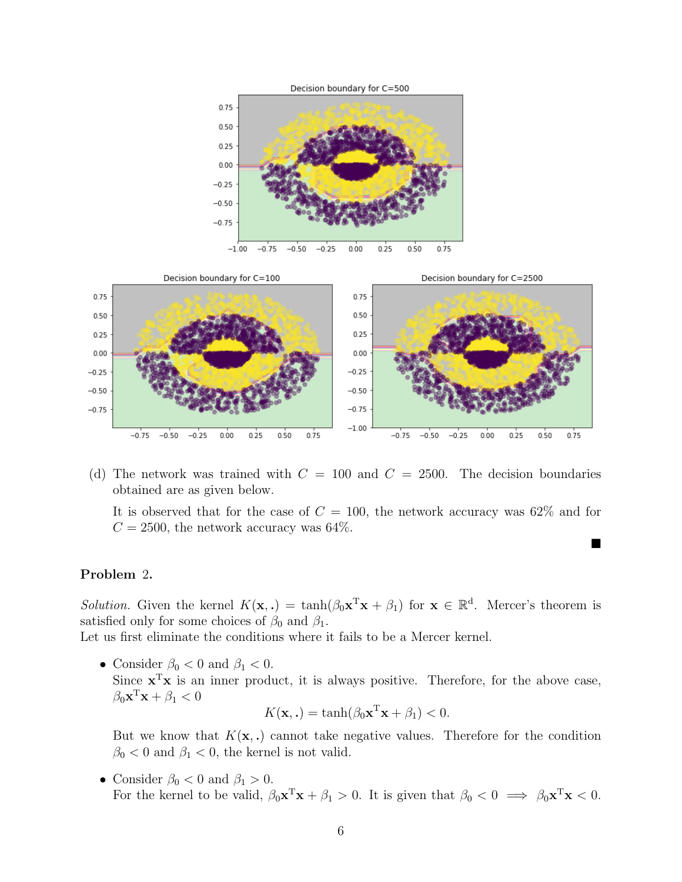(d) The network was trained with $C = 100$ and $C = 2500$. The decision boundaries obtained are as given below.

It is observed that for the case of $C = 100$, the network accuracy was 62% and for $C = 2500$, the network accuracy was 64%.

■

**Problem 2.**

*Solution.* Given the kernel $K(\mathbf{x}, .) = \tanh(\beta_0 \mathbf{x}^{\mathrm{T}}\mathbf{x} + \beta_1)$ for $\mathbf{x} \in \mathbb{R}^{\mathrm{d}}$. Mercer's theorem is satisfied only for some choices of $\beta_0$ and $\beta_1$.
Let us first eliminate the conditions where it fails to be a Mercer kernel.

- Consider $\beta_0 < 0$ and $\beta_1 < 0$.
  Since $\mathbf{x}^{\mathrm{T}}\mathbf{x}$ is an inner product, it is always positive. Therefore, for the above case, $\beta_0 \mathbf{x}^{\mathrm{T}}\mathbf{x} + \beta_1 < 0$

  $$K(\mathbf{x}, .) = \tanh(\beta_0 \mathbf{x}^{\mathrm{T}}\mathbf{x} + \beta_1) < 0.$$

  But we know that $K(\mathbf{x}, .)$ cannot take negative values. Therefore for the condition $\beta_0 < 0$ and $\beta_1 < 0$, the kernel is not valid.

- Consider $\beta_0 < 0$ and $\beta_1 > 0$.
  For the kernel to be valid, $\beta_0 \mathbf{x}^{\mathrm{T}}\mathbf{x} + \beta_1 > 0$. It is given that $\beta_0 < 0 \implies \beta_0 \mathbf{x}^{\mathrm{T}}\mathbf{x} < 0$.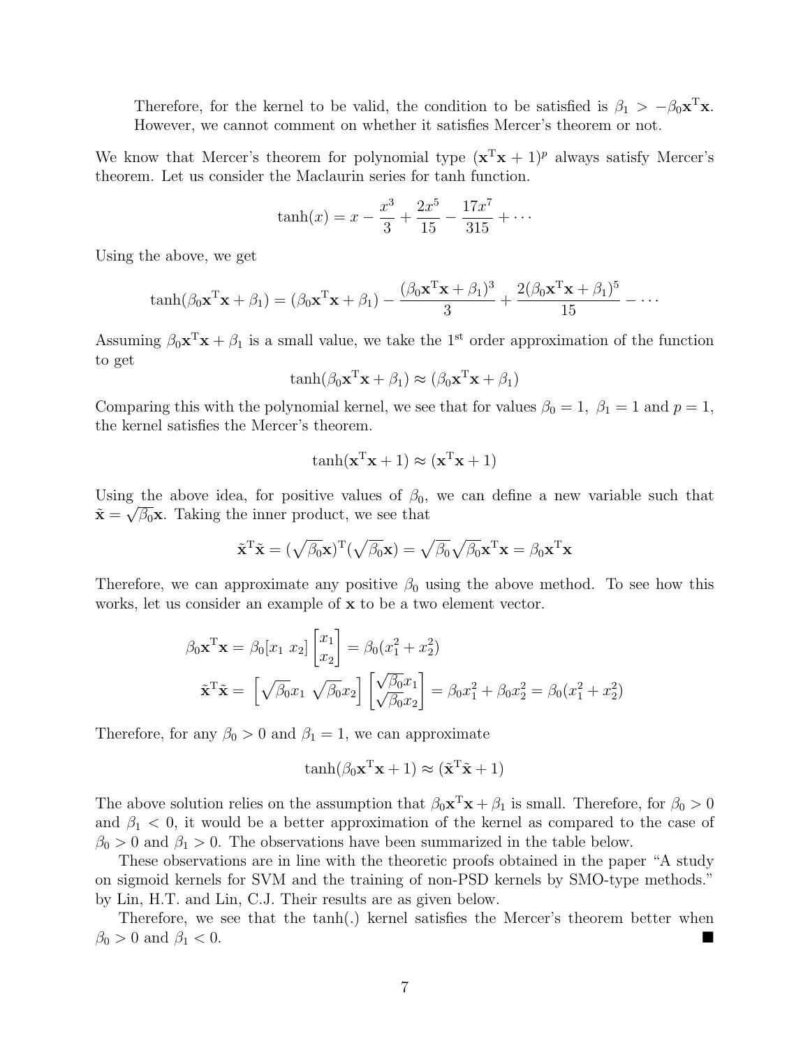Therefore, for the kernel to be valid, the condition to be satisfied is $\beta_1 > -\beta_0 \mathbf{x}^{\mathrm{T}}\mathbf{x}$. However, we cannot comment on whether it satisfies Mercer's theorem or not.

We know that Mercer's theorem for polynomial type $(\mathbf{x}^{\mathrm{T}}\mathbf{x} + 1)^p$ always satisfy Mercer's theorem. Let us consider the Maclaurin series for tanh function.

$$\tanh(x) = x - \frac{x^3}{3} + \frac{2x^5}{15} - \frac{17x^7}{315} + \cdots$$

Using the above, we get

$$\tanh(\beta_0 \mathbf{x}^{\mathrm{T}}\mathbf{x} + \beta_1) = (\beta_0 \mathbf{x}^{\mathrm{T}}\mathbf{x} + \beta_1) - \frac{(\beta_0 \mathbf{x}^{\mathrm{T}}\mathbf{x} + \beta_1)^3}{3} + \frac{2(\beta_0 \mathbf{x}^{\mathrm{T}}\mathbf{x} + \beta_1)^5}{15} - \cdots$$

Assuming $\beta_0 \mathbf{x}^{\mathrm{T}}\mathbf{x} + \beta_1$ is a small value, we take the 1st order approximation of the function to get

$$\tanh(\beta_0 \mathbf{x}^{\mathrm{T}}\mathbf{x} + \beta_1) \approx (\beta_0 \mathbf{x}^{\mathrm{T}}\mathbf{x} + \beta_1)$$

Comparing this with the polynomial kernel, we see that for values $\beta_0 = 1,\ \beta_1 = 1$ and $p = 1$, the kernel satisfies the Mercer's theorem.

$$\tanh(\mathbf{x}^{\mathrm{T}}\mathbf{x} + 1) \approx (\mathbf{x}^{\mathrm{T}}\mathbf{x} + 1)$$

Using the above idea, for positive values of $\beta_0$, we can define a new variable such that $\tilde{\mathbf{x}} = \sqrt{\beta_0}\mathbf{x}$. Taking the inner product, we see that

$$\tilde{\mathbf{x}}^{\mathrm{T}}\tilde{\mathbf{x}} = (\sqrt{\beta_0}\mathbf{x})^{\mathrm{T}}(\sqrt{\beta_0}\mathbf{x}) = \sqrt{\beta_0}\sqrt{\beta_0}\mathbf{x}^{\mathrm{T}}\mathbf{x} = \beta_0 \mathbf{x}^{\mathrm{T}}\mathbf{x}$$

Therefore, we can approximate any positive $\beta_0$ using the above method. To see how this works, let us consider an example of $\mathbf{x}$ to be a two element vector.

$$\beta_0 \mathbf{x}^{\mathrm{T}}\mathbf{x} = \beta_0 [x_1\ x_2] \begin{bmatrix} x_1 \\ x_2 \end{bmatrix} = \beta_0(x_1^2 + x_2^2)$$

$$\tilde{\mathbf{x}}^{\mathrm{T}}\tilde{\mathbf{x}} = \begin{bmatrix} \sqrt{\beta_0}x_1 & \sqrt{\beta_0}x_2 \end{bmatrix} \begin{bmatrix} \sqrt{\beta_0}x_1 \\ \sqrt{\beta_0}x_2 \end{bmatrix} = \beta_0 x_1^2 + \beta_0 x_2^2 = \beta_0(x_1^2 + x_2^2)$$

Therefore, for any $\beta_0 > 0$ and $\beta_1 = 1$, we can approximate

$$\tanh(\beta_0 \mathbf{x}^{\mathrm{T}}\mathbf{x} + 1) \approx (\tilde{\mathbf{x}}^{\mathrm{T}}\tilde{\mathbf{x}} + 1)$$

The above solution relies on the assumption that $\beta_0 \mathbf{x}^{\mathrm{T}}\mathbf{x} + \beta_1$ is small. Therefore, for $\beta_0 > 0$ and $\beta_1 < 0$, it would be a better approximation of the kernel as compared to the case of $\beta_0 > 0$ and $\beta_1 > 0$. The observations have been summarized in the table below.

These observations are in line with the theoretic proofs obtained in the paper "A study on sigmoid kernels for SVM and the training of non-PSD kernels by SMO-type methods." by Lin, H.T. and Lin, C.J. Their results are as given below.

Therefore, we see that the tanh(.) kernel satisfies the Mercer's theorem better when $\beta_0 > 0$ and $\beta_1 < 0$. ■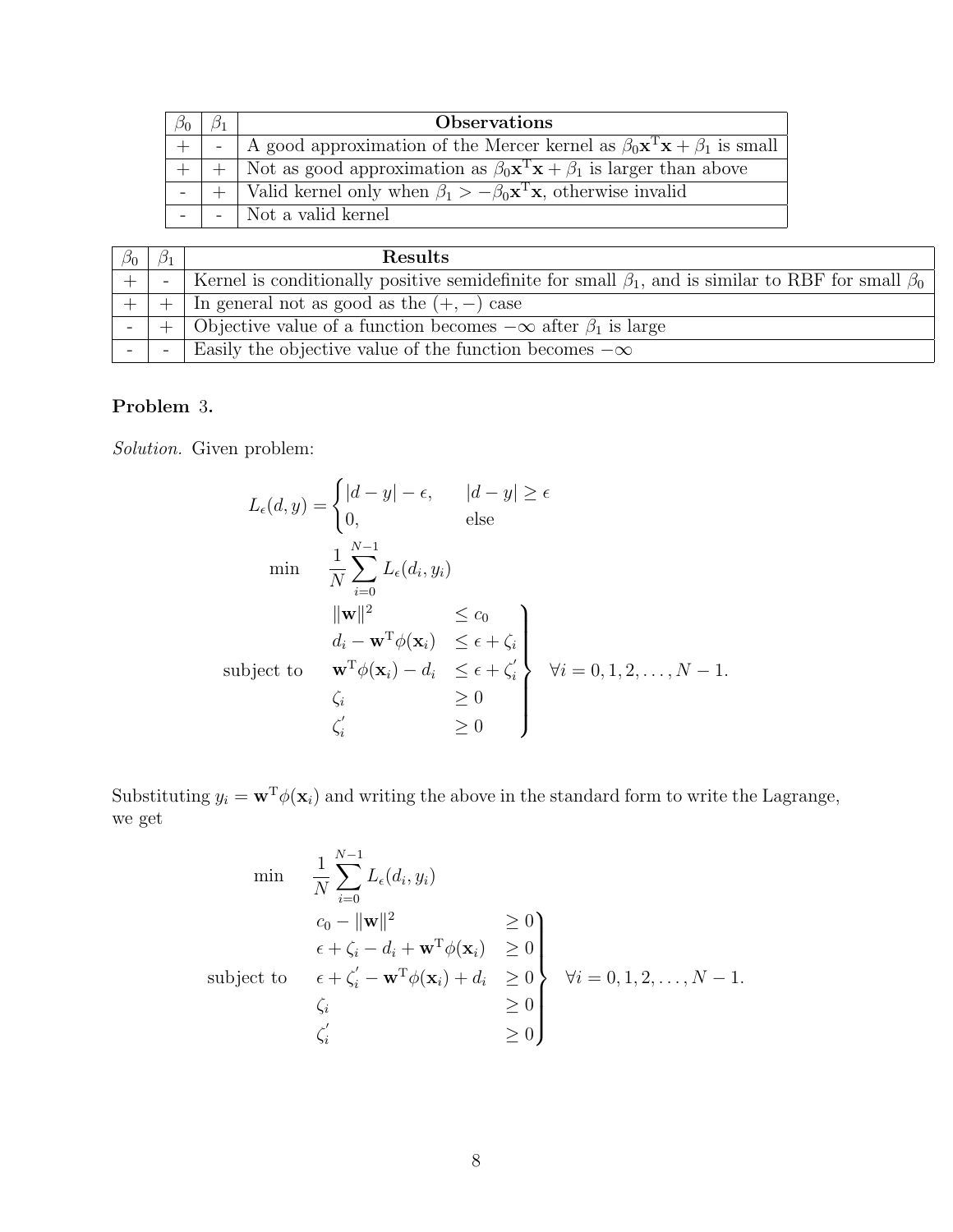| $\beta_0$ | $\beta_1$ | **Observations** |
|---|---|---|
| + | - | A good approximation of the Mercer kernel as $\beta_0 \mathbf{x}^{\mathrm{T}}\mathbf{x} + \beta_1$ is small |
| + | + | Not as good approximation as $\beta_0 \mathbf{x}^{\mathrm{T}}\mathbf{x} + \beta_1$ is larger than above |
| - | + | Valid kernel only when $\beta_1 > -\beta_0 \mathbf{x}^{\mathrm{T}}\mathbf{x}$, otherwise invalid |
| - | - | Not a valid kernel |

| $\beta_0$ | $\beta_1$ | **Results** |
|---|---|---|
| + | - | Kernel is conditionally positive semidefinite for small $\beta_1$, and is similar to RBF for small $\beta_0$ |
| + | + | In general not as good as the $(+, -)$ case |
| - | + | Objective value of a function becomes $-\infty$ after $\beta_1$ is large |
| - | - | Easily the objective value of the function becomes $-\infty$ |

**Problem 3.**

*Solution.* Given problem:

$$L_\epsilon(d, y) = \begin{cases} |d - y| - \epsilon, & |d - y| \geq \epsilon \\ 0, & \text{else} \end{cases}$$

$$\min \quad \frac{1}{N} \sum_{i=0}^{N-1} L_\epsilon(d_i, y_i)$$

$$\text{subject to} \quad \left. \begin{array}{ll} \|\mathbf{w}\|^2 & \leq c_0 \\ d_i - \mathbf{w}^{\mathrm{T}}\phi(\mathbf{x}_i) & \leq \epsilon + \zeta_i \\ \mathbf{w}^{\mathrm{T}}\phi(\mathbf{x}_i) - d_i & \leq \epsilon + \zeta_i' \\ \zeta_i & \geq 0 \\ \zeta_i' & \geq 0 \end{array} \right\} \quad \forall i = 0, 1, 2, \ldots, N-1.$$

Substituting $y_i = \mathbf{w}^{\mathrm{T}}\phi(\mathbf{x}_i)$ and writing the above in the standard form to write the Lagrange, we get

$$\min \quad \frac{1}{N} \sum_{i=0}^{N-1} L_\epsilon(d_i, y_i)$$

$$\text{subject to} \quad \left. \begin{array}{ll} c_0 - \|\mathbf{w}\|^2 & \geq 0 \\ \epsilon + \zeta_i - d_i + \mathbf{w}^{\mathrm{T}}\phi(\mathbf{x}_i) & \geq 0 \\ \epsilon + \zeta_i' - \mathbf{w}^{\mathrm{T}}\phi(\mathbf{x}_i) + d_i & \geq 0 \\ \zeta_i & \geq 0 \\ \zeta_i' & \geq 0 \end{array} \right\} \quad \forall i = 0, 1, 2, \ldots, N-1.$$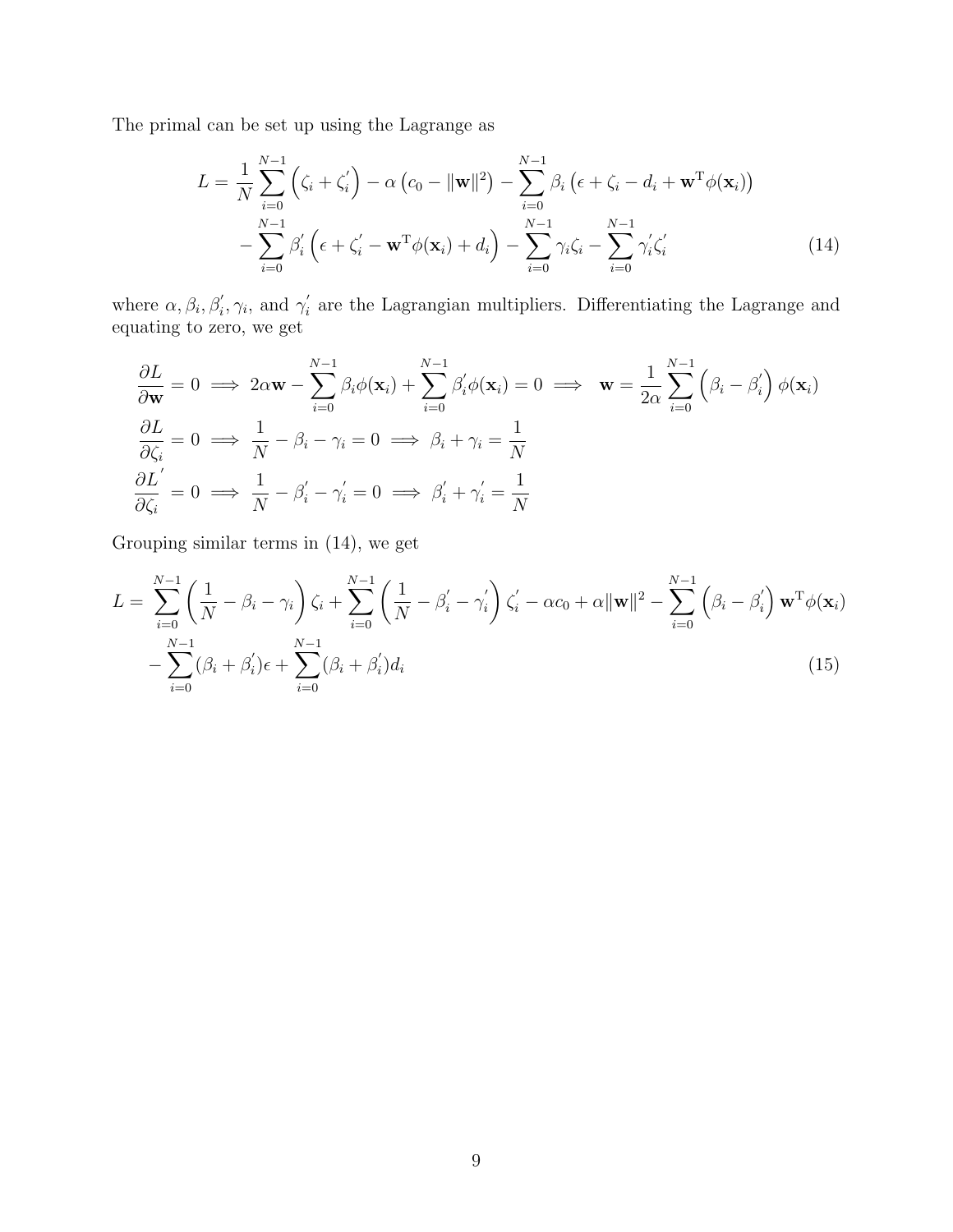The primal can be set up using the Lagrange as

$$
\begin{aligned}
L = \frac{1}{N}\sum_{i=0}^{N-1}\left(\zeta_i + \zeta_i^{'}\right) - \alpha\left(c_0 - \|\mathbf{w}\|^2\right) - \sum_{i=0}^{N-1}\beta_i\left(\epsilon + \zeta_i - d_i + \mathbf{w}^{\mathrm{T}}\phi(\mathbf{x}_i)\right) \\
- \sum_{i=0}^{N-1}\beta_i^{'}\left(\epsilon + \zeta_i^{'} - \mathbf{w}^{\mathrm{T}}\phi(\mathbf{x}_i) + d_i\right) - \sum_{i=0}^{N-1}\gamma_i\zeta_i - \sum_{i=0}^{N-1}\gamma_i^{'}\zeta_i^{'}
\end{aligned}
\tag{14}
$$

where $\alpha, \beta_i, \beta_i^{'}, \gamma_i$, and $\gamma_i^{'}$ are the Lagrangian multipliers. Differentiating the Lagrange and equating to zero, we get

$$
\begin{aligned}
&\frac{\partial L}{\partial \mathbf{w}} = 0 \implies 2\alpha\mathbf{w} - \sum_{i=0}^{N-1}\beta_i\phi(\mathbf{x}_i) + \sum_{i=0}^{N-1}\beta_i^{'}\phi(\mathbf{x}_i) = 0 \implies \mathbf{w} = \frac{1}{2\alpha}\sum_{i=0}^{N-1}\left(\beta_i - \beta_i^{'}\right)\phi(\mathbf{x}_i) \\
&\frac{\partial L}{\partial \zeta_i} = 0 \implies \frac{1}{N} - \beta_i - \gamma_i = 0 \implies \beta_i + \gamma_i = \frac{1}{N} \\
&\frac{\partial L^{'}}{\partial \zeta_i} = 0 \implies \frac{1}{N} - \beta_i^{'} - \gamma_i^{'} = 0 \implies \beta_i^{'} + \gamma_i^{'} = \frac{1}{N}
\end{aligned}
$$

Grouping similar terms in (14), we get

$$
\begin{aligned}
L = \sum_{i=0}^{N-1}\left(\frac{1}{N} - \beta_i - \gamma_i\right)\zeta_i + \sum_{i=0}^{N-1}\left(\frac{1}{N} - \beta_i^{'} - \gamma_i^{'}\right)\zeta_i^{'} - \alpha c_0 + \alpha\|\mathbf{w}\|^2 - \sum_{i=0}^{N-1}\left(\beta_i - \beta_i^{'}\right)\mathbf{w}^{\mathrm{T}}\phi(\mathbf{x}_i) \\
- \sum_{i=0}^{N-1}(\beta_i + \beta_i^{'})\epsilon + \sum_{i=0}^{N-1}(\beta_i + \beta_i^{'})d_i
\end{aligned}
\tag{15}
$$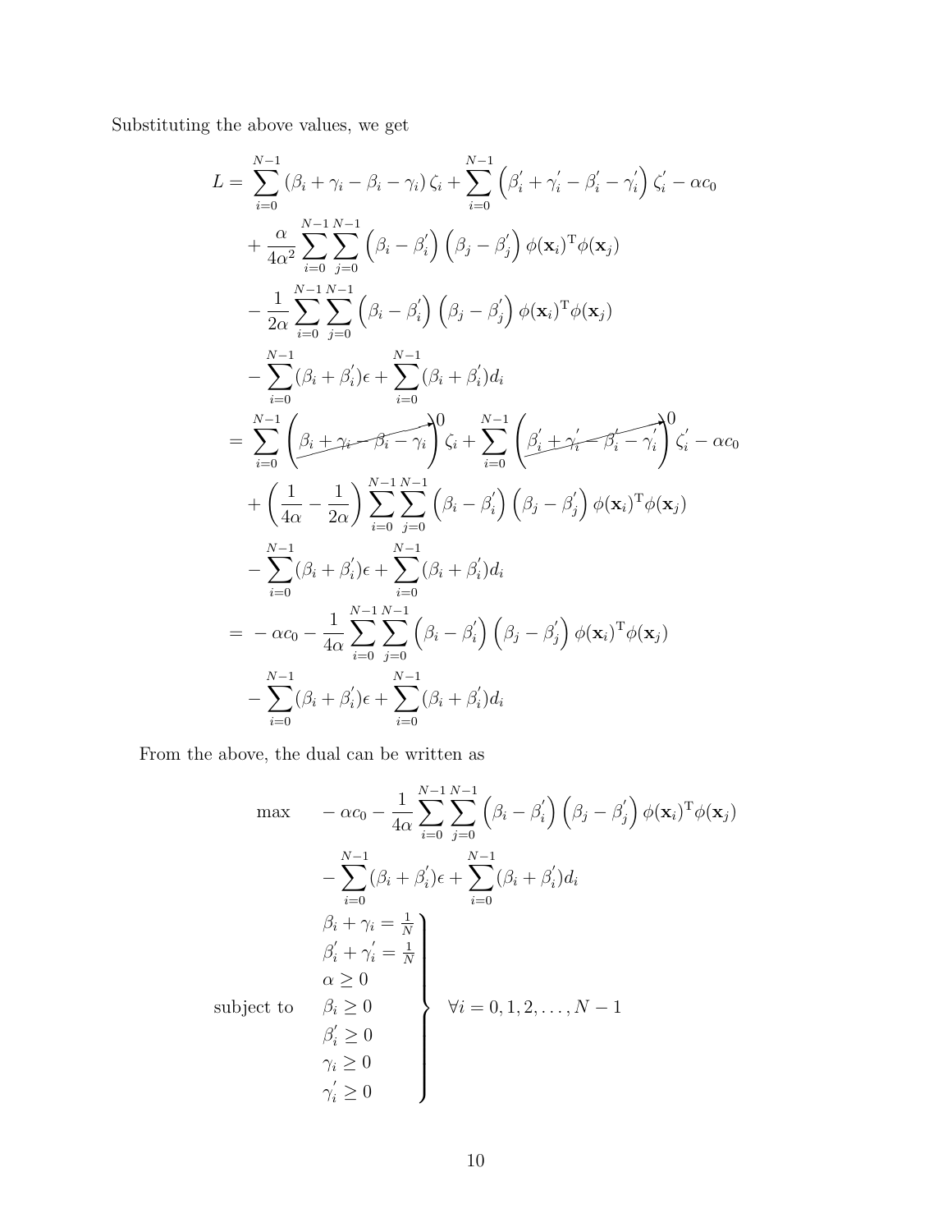Substituting the above values, we get

$$
\begin{aligned}
L =& \sum_{i=0}^{N-1} \left(\beta_i + \gamma_i - \beta_i - \gamma_i\right) \zeta_i + \sum_{i=0}^{N-1} \left(\beta_i^{'} + \gamma_i^{'} - \beta_i^{'} - \gamma_i^{'}\right) \zeta_i^{'} - \alpha c_0 \\
&+ \frac{\alpha}{4\alpha^2} \sum_{i=0}^{N-1}\sum_{j=0}^{N-1} \left(\beta_i - \beta_i^{'}\right)\left(\beta_j - \beta_j^{'}\right) \phi(\mathbf{x}_i)^{\mathrm{T}} \phi(\mathbf{x}_j) \\
&- \frac{1}{2\alpha} \sum_{i=0}^{N-1}\sum_{j=0}^{N-1} \left(\beta_i - \beta_i^{'}\right)\left(\beta_j - \beta_j^{'}\right) \phi(\mathbf{x}_i)^{\mathrm{T}} \phi(\mathbf{x}_j) \\
&- \sum_{i=0}^{N-1} (\beta_i + \beta_i^{'})\epsilon + \sum_{i=0}^{N-1} (\beta_i + \beta_i^{'}) d_i \\
=& \sum_{i=0}^{N-1} \left(\cancelto{0}{\beta_i + \gamma_i - \beta_i - \gamma_i}\right) \zeta_i + \sum_{i=0}^{N-1} \left(\cancelto{0}{\beta_i^{'} + \gamma_i^{'} - \beta_i^{'} - \gamma_i^{'}}\right) \zeta_i^{'} - \alpha c_0 \\
&+ \left(\frac{1}{4\alpha} - \frac{1}{2\alpha}\right) \sum_{i=0}^{N-1}\sum_{j=0}^{N-1} \left(\beta_i - \beta_i^{'}\right)\left(\beta_j - \beta_j^{'}\right) \phi(\mathbf{x}_i)^{\mathrm{T}} \phi(\mathbf{x}_j) \\
&- \sum_{i=0}^{N-1} (\beta_i + \beta_i^{'})\epsilon + \sum_{i=0}^{N-1} (\beta_i + \beta_i^{'}) d_i \\
=& -\alpha c_0 - \frac{1}{4\alpha} \sum_{i=0}^{N-1}\sum_{j=0}^{N-1} \left(\beta_i - \beta_i^{'}\right)\left(\beta_j - \beta_j^{'}\right) \phi(\mathbf{x}_i)^{\mathrm{T}} \phi(\mathbf{x}_j) \\
&- \sum_{i=0}^{N-1} (\beta_i + \beta_i^{'})\epsilon + \sum_{i=0}^{N-1} (\beta_i + \beta_i^{'}) d_i
\end{aligned}
$$

From the above, the dual can be written as

$$
\begin{aligned}
\max \quad & -\alpha c_0 - \frac{1}{4\alpha} \sum_{i=0}^{N-1}\sum_{j=0}^{N-1} \left(\beta_i - \beta_i^{'}\right)\left(\beta_j - \beta_j^{'}\right) \phi(\mathbf{x}_i)^{\mathrm{T}} \phi(\mathbf{x}_j) \\
& - \sum_{i=0}^{N-1} (\beta_i + \beta_i^{'})\epsilon + \sum_{i=0}^{N-1} (\beta_i + \beta_i^{'}) d_i \\
\text{subject to} \quad & \left.\begin{array}{l}
\beta_i + \gamma_i = \frac{1}{N} \\
\beta_i^{'} + \gamma_i^{'} = \frac{1}{N} \\
\alpha \geq 0 \\
\beta_i \geq 0 \\
\beta_i^{'} \geq 0 \\
\gamma_i \geq 0 \\
\gamma_i^{'} \geq 0
\end{array}\right\} \quad \forall i = 0, 1, 2, \ldots, N-1
\end{aligned}
$$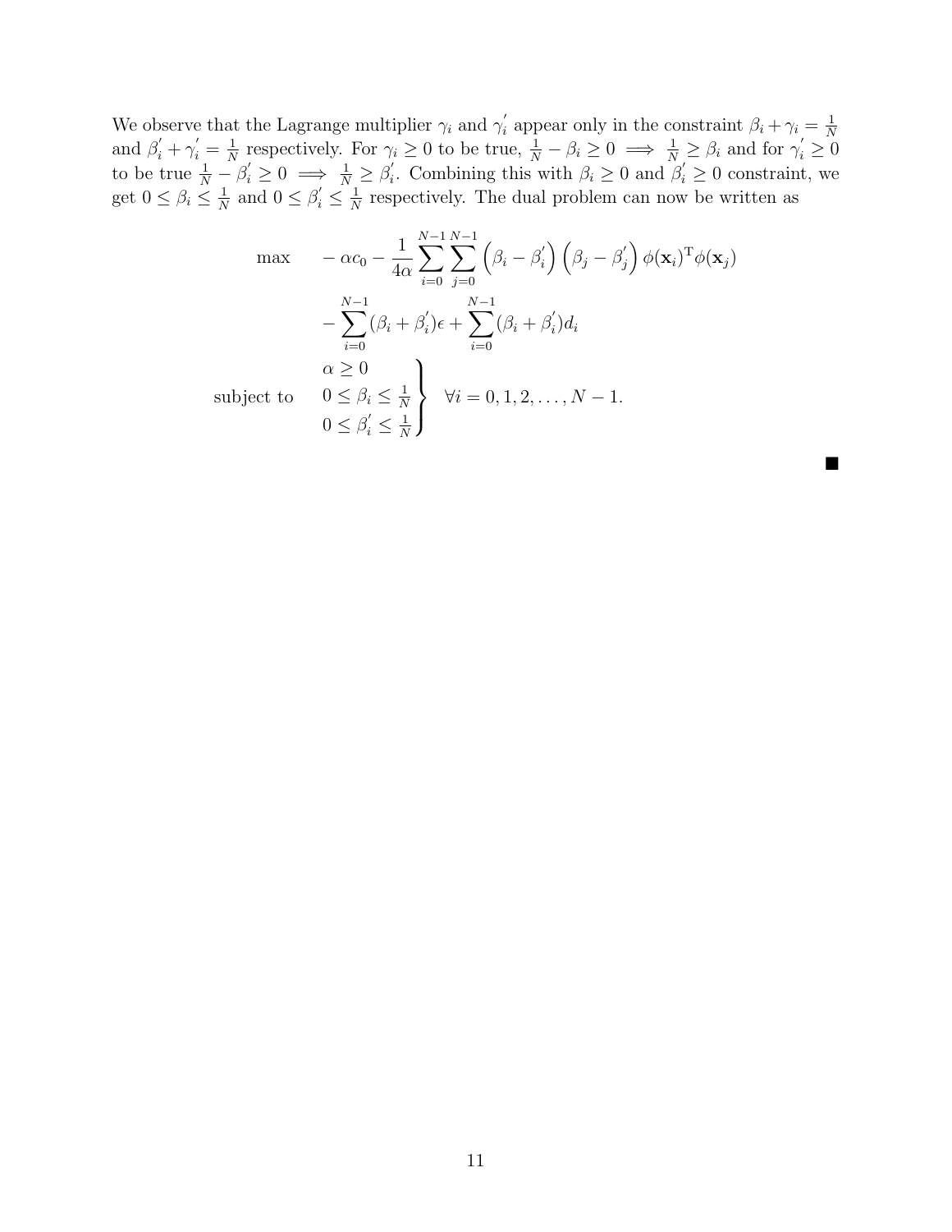We observe that the Lagrange multiplier $\gamma_i$ and $\gamma_i^{'}$ appear only in the constraint $\beta_i + \gamma_i = \frac{1}{N}$ and $\beta_i^{'} + \gamma_i^{'} = \frac{1}{N}$ respectively. For $\gamma_i \geq 0$ to be true, $\frac{1}{N} - \beta_i \geq 0 \implies \frac{1}{N} \geq \beta_i$ and for $\gamma_i^{'} \geq 0$ to be true $\frac{1}{N} - \beta_i^{'} \geq 0 \implies \frac{1}{N} \geq \beta_i^{'}$. Combining this with $\beta_i \geq 0$ and $\beta_i^{'} \geq 0$ constraint, we get $0 \leq \beta_i \leq \frac{1}{N}$ and $0 \leq \beta_i^{'} \leq \frac{1}{N}$ respectively. The dual problem can now be written as

$$
\begin{aligned}
\max \quad & -\alpha c_0 - \frac{1}{4\alpha} \sum_{i=0}^{N-1} \sum_{j=0}^{N-1} \left(\beta_i - \beta_i^{'}\right)\left(\beta_j - \beta_j^{'}\right) \phi(\mathbf{x}_i)^{\mathrm{T}} \phi(\mathbf{x}_j) \\
& - \sum_{i=0}^{N-1} (\beta_i + \beta_i^{'})\epsilon + \sum_{i=0}^{N-1} (\beta_i + \beta_i^{'}) d_i \\
\text{subject to} \quad & \left.\begin{array}{l} \alpha \geq 0 \\ 0 \leq \beta_i \leq \frac{1}{N} \\ 0 \leq \beta_i^{'} \leq \frac{1}{N} \end{array}\right\} \quad \forall i = 0, 1, 2, \ldots, N-1.
\end{aligned}
$$

■